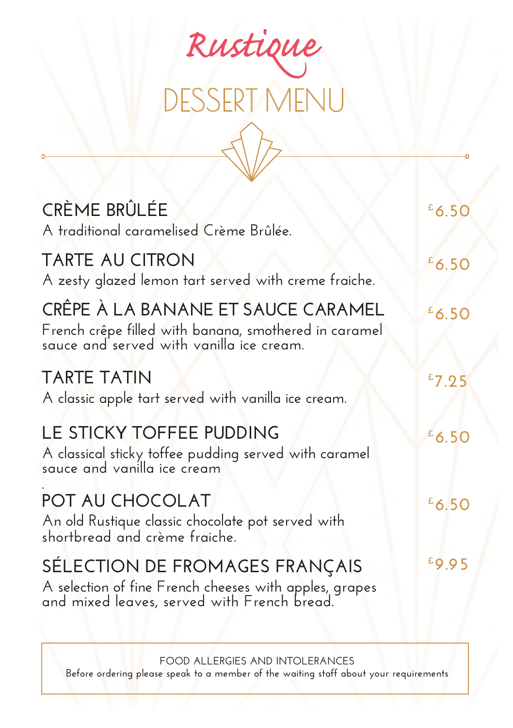# Rustique

## DESSERT MENU

### CRÈME BRÛLÉE — £6.50

A traditional caramelised Crème Brûlée.

### TARTE AU CITRON — £6.50

A zesty glazed lemon tart served with creme fraiche.

### CRÊPE À LA BANANE ET SAUCE CARAMEL — £6.50

French crêpe filled with banana, smothered in caramel sauce and served with vanilla ice cream.

### TARTE TATIN — £7.25

A classic apple tart served with vanilla ice cream.

### LE STICKY TOFFEE PUDDING — £6.50

A classical sticky toffee pudding served with caramel sauce and vanilla ice cream

.

### POT AU CHOCOLAT — £6.50

An old Rustique classic chocolate pot served with shortbread and crème fraiche.

### SÉLECTION DE FROMAGES FRANÇAIS — £9.95

A selection of fine French cheeses with apples, grapes and mixed leaves, served with French bread.

FOOD ALLERGIES AND INTOLERANCES
Before ordering please speak to a member of the waiting staff about your requirements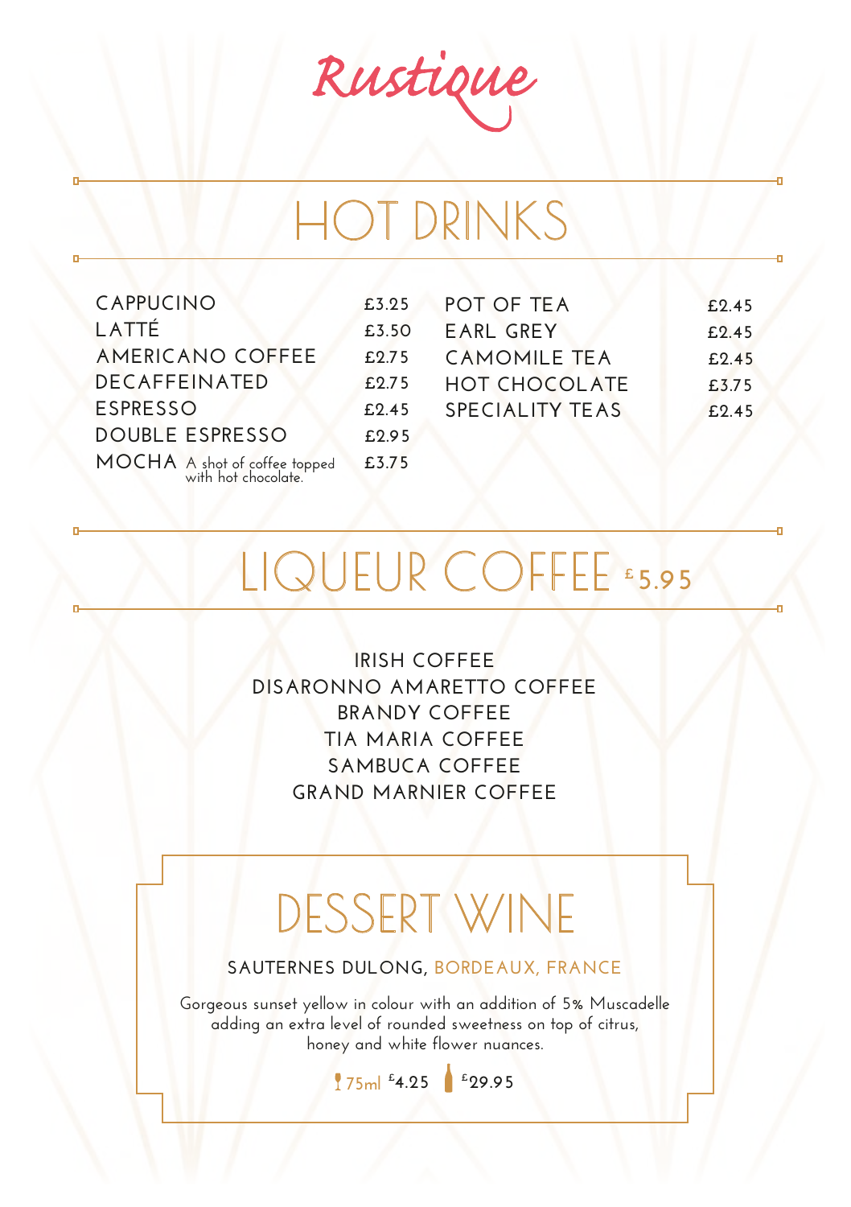# Rustique

## HOT DRINKS

| | |
|---|---|
| CAPPUCINO | £3.25 |
| LATTÉ | £3.50 |
| AMERICANO COFFEE | £2.75 |
| DECAFFEINATED | £2.75 |
| ESPRESSO | £2.45 |
| DOUBLE ESPRESSO | £2.95 |
| MOCHA A shot of coffee topped with hot chocolate. | £3.75 |
| POT OF TEA | £2.45 |
| EARL GREY | £2.45 |
| CAMOMILE TEA | £2.45 |
| HOT CHOCOLATE | £3.75 |
| SPECIALITY TEAS | £2.45 |

## LIQUEUR COFFEE £5.95

IRISH COFFEE
DISARONNO AMARETTO COFFEE
BRANDY COFFEE
TIA MARIA COFFEE
SAMBUCA COFFEE
GRAND MARNIER COFFEE

## DESSERT WINE

SAUTERNES DULONG, BORDEAUX, FRANCE

Gorgeous sunset yellow in colour with an addition of 5% Muscadelle adding an extra level of rounded sweetness on top of citrus, honey and white flower nuances.

75ml £4.25 | Bottle £29.95